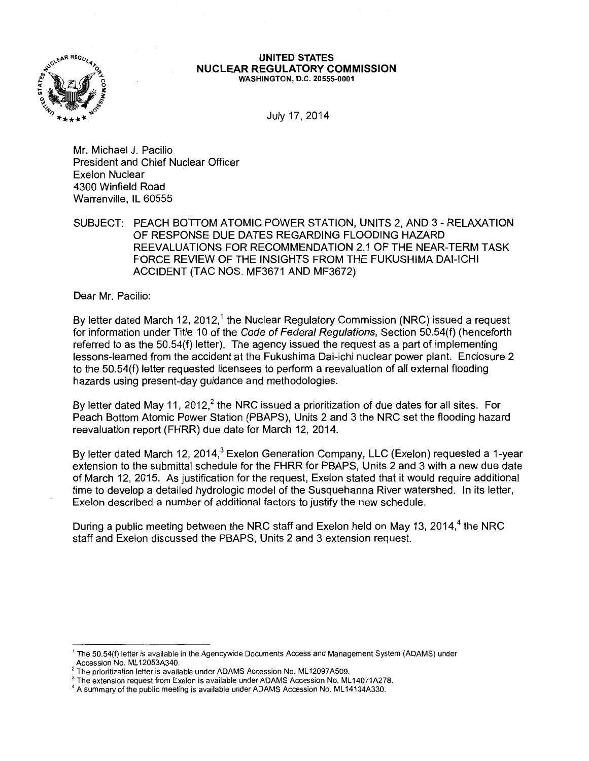**UNITED STATES**
**NUCLEAR REGULATORY COMMISSION**
WASHINGTON, D.C. 20555-0001

July 17, 2014

Mr. Michael J. Pacilio
President and Chief Nuclear Officer
Exelon Nuclear
4300 Winfield Road
Warrenville, IL 60555

SUBJECT: PEACH BOTTOM ATOMIC POWER STATION, UNITS 2, AND 3 - RELAXATION OF RESPONSE DUE DATES REGARDING FLOODING HAZARD REEVALUATIONS FOR RECOMMENDATION 2.1 OF THE NEAR-TERM TASK FORCE REVIEW OF THE INSIGHTS FROM THE FUKUSHIMA DAI-ICHI ACCIDENT (TAC NOS. MF3671 AND MF3672)

Dear Mr. Pacilio:

By letter dated March 12, 2012,[1] the Nuclear Regulatory Commission (NRC) issued a request for information under Title 10 of the *Code of Federal Regulations*, Section 50.54(f) (henceforth referred to as the 50.54(f) letter). The agency issued the request as a part of implementing lessons-learned from the accident at the Fukushima Dai-ichi nuclear power plant. Enclosure 2 to the 50.54(f) letter requested licensees to perform a reevaluation of all external flooding hazards using present-day guidance and methodologies.

By letter dated May 11, 2012,[2] the NRC issued a prioritization of due dates for all sites. For Peach Bottom Atomic Power Station (PBAPS), Units 2 and 3 the NRC set the flooding hazard reevaluation report (FHRR) due date for March 12, 2014.

By letter dated March 12, 2014,[3] Exelon Generation Company, LLC (Exelon) requested a 1-year extension to the submittal schedule for the FHRR for PBAPS, Units 2 and 3 with a new due date of March 12, 2015. As justification for the request, Exelon stated that it would require additional time to develop a detailed hydrologic model of the Susquehanna River watershed. In its letter, Exelon described a number of additional factors to justify the new schedule.

During a public meeting between the NRC staff and Exelon held on May 13, 2014,[4] the NRC staff and Exelon discussed the PBAPS, Units 2 and 3 extension request.

---

[1] The 50.54(f) letter is available in the Agencywide Documents Access and Management System (ADAMS) under Accession No. ML12053A340.
[2] The prioritization letter is available under ADAMS Accession No. ML12097A509.
[3] The extension request from Exelon is available under ADAMS Accession No. ML14071A278.
[4] A summary of the public meeting is available under ADAMS Accession No. ML14134A330.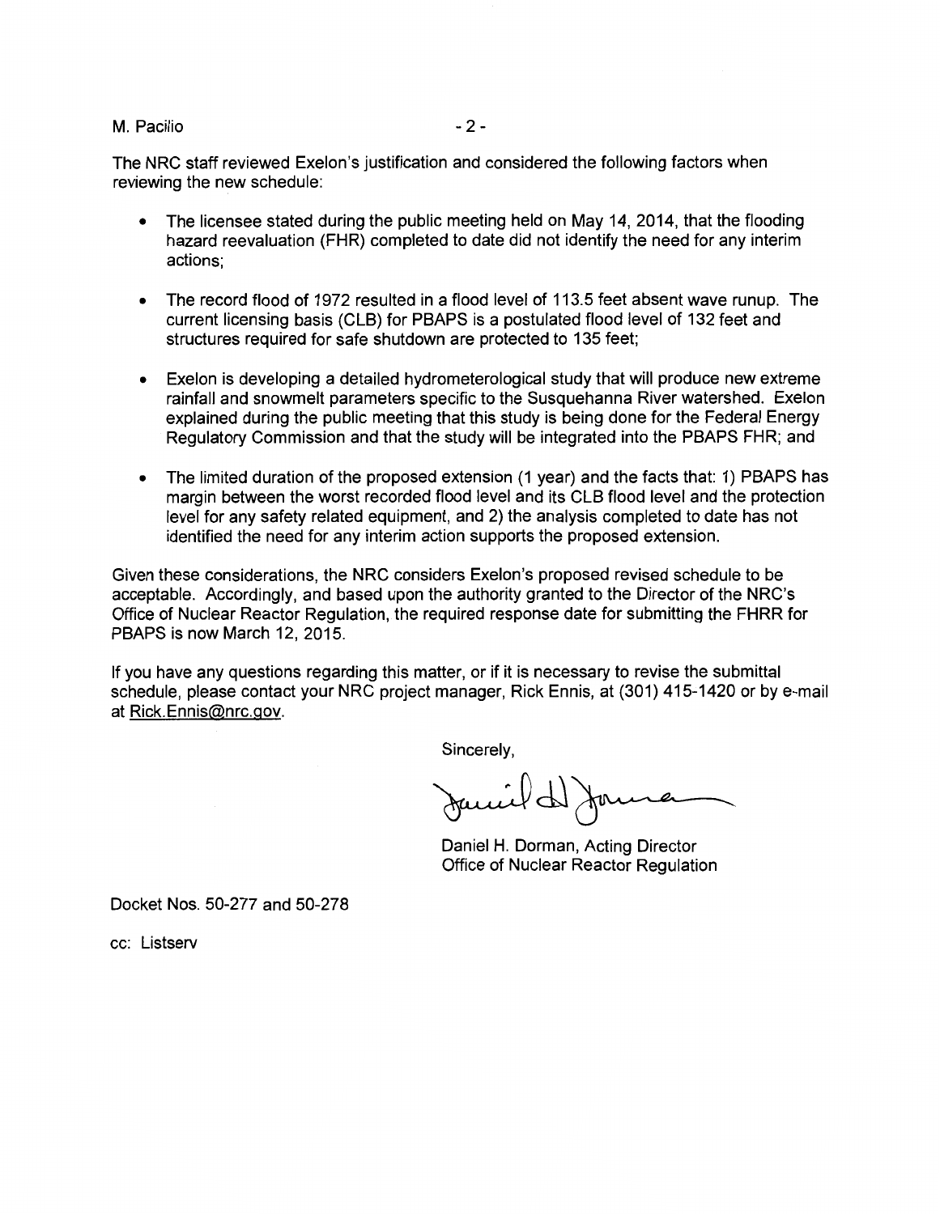The NRC staff reviewed Exelon's justification and considered the following factors when reviewing the new schedule:

- The licensee stated during the public meeting held on May 14, 2014, that the flooding hazard reevaluation (FHR) completed to date did not identify the need for any interim actions;
- The record flood of 1972 resulted in a flood level of 113.5 feet absent wave runup. The current licensing basis (CLB) for PBAPS is a postulated flood level of 132 feet and structures required for safe shutdown are protected to 135 feet;
- Exelon is developing a detailed hydrometerological study that will produce new extreme rainfall and snowmelt parameters specific to the Susquehanna River watershed. Exelon explained during the public meeting that this study is being done for the Federal Energy Regulatory Commission and that the study will be integrated into the PBAPS FHR; and
- The limited duration of the proposed extension (1 year) and the facts that: 1) PBAPS has margin between the worst recorded flood level and its CLB flood level and the protection level for any safety related equipment, and 2) the analysis completed to date has not identified the need for any interim action supports the proposed extension.

Given these considerations, the NRC considers Exelon's proposed revised schedule to be acceptable. Accordingly, and based upon the authority granted to the Director of the NRC's Office of Nuclear Reactor Regulation, the required response date for submitting the FHRR for PBAPS is now March 12, 2015.

If you have any questions regarding this matter, or if it is necessary to revise the submittal schedule, please contact your NRC project manager, Rick Ennis, at (301) 415-1420 or by e-mail at Rick.Ennis@nrc.gov.

Sincerely,

Daniel H. Dorman, Acting Director
Office of Nuclear Reactor Regulation

Docket Nos. 50-277 and 50-278

cc: Listserv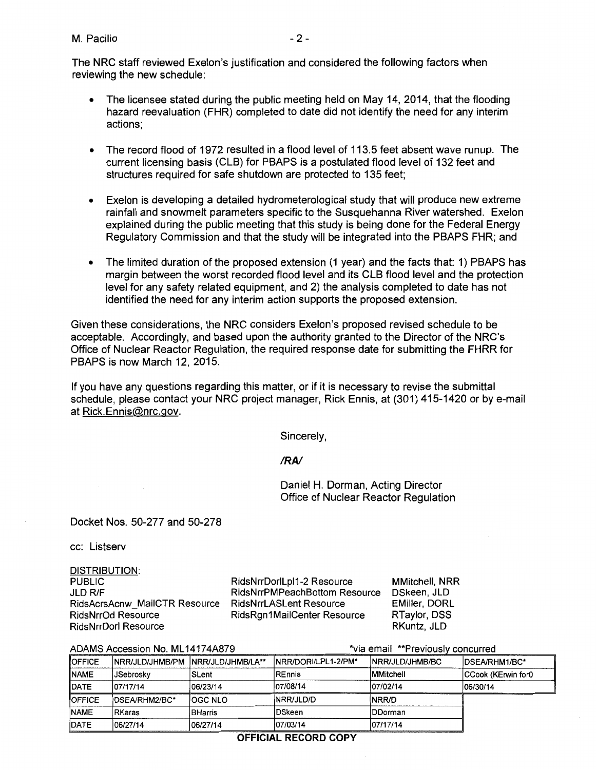The NRC staff reviewed Exelon's justification and considered the following factors when reviewing the new schedule:

- The licensee stated during the public meeting held on May 14, 2014, that the flooding hazard reevaluation (FHR) completed to date did not identify the need for any interim actions;
- The record flood of 1972 resulted in a flood level of 113.5 feet absent wave runup. The current licensing basis (CLB) for PBAPS is a postulated flood level of 132 feet and structures required for safe shutdown are protected to 135 feet;
- Exelon is developing a detailed hydrometerological study that will produce new extreme rainfall and snowmelt parameters specific to the Susquehanna River watershed. Exelon explained during the public meeting that this study is being done for the Federal Energy Regulatory Commission and that the study will be integrated into the PBAPS FHR; and
- The limited duration of the proposed extension (1 year) and the facts that: 1) PBAPS has margin between the worst recorded flood level and its CLB flood level and the protection level for any safety related equipment, and 2) the analysis completed to date has not identified the need for any interim action supports the proposed extension.

Given these considerations, the NRC considers Exelon's proposed revised schedule to be acceptable. Accordingly, and based upon the authority granted to the Director of the NRC's Office of Nuclear Reactor Regulation, the required response date for submitting the FHRR for PBAPS is now March 12, 2015.

If you have any questions regarding this matter, or if it is necessary to revise the submittal schedule, please contact your NRC project manager, Rick Ennis, at (301) 415-1420 or by e-mail at Rick.Ennis@nrc.gov.

Sincerely,

*/RA/*

Daniel H. Dorman, Acting Director
Office of Nuclear Reactor Regulation

Docket Nos. 50-277 and 50-278

cc: Listserv

DISTRIBUTION:
PUBLIC
JLD R/F
RidsAcrsAcnw_MailCTR Resource
RidsNrrOd Resource
RidsNrrDorl Resource
RidsNrrDorlLpl1-2 Resource
RidsNrrPMPeachBottom Resource
RidsNrrLASLent Resource
RidsRgn1MailCenter Resource
MMitchell, NRR
DSkeen, JLD
EMiller, DORL
RTaylor, DSS
RKuntz, JLD

ADAMS Accession No. ML14174A879 *via email **Previously concurred

| OFFICE | NRR/JLD/JHMB/PM | NRR/JLD/JHMB/LA** | NRR/DORL/LPL1-2/PM* | NRR/JLD/JHMB/BC | DSEA/RHM1/BC* |
|---|---|---|---|---|---|
| NAME | JSebrosky | SLent | REnnis | MMitchell | CCook (KErwin for0 |
| DATE | 07/17/14 | 06/23/14 | 07/08/14 | 07/02/14 | 06/30/14 |
| OFFICE | DSEA/RHM2/BC* | OGC NLO | NRR/JLD/D | NRR/D | |
| NAME | RKaras | BHarris | DSkeen | DDorman | |
| DATE | 06/27/14 | 06/27/14 | 07/03/14 | 07/17/14 | |

**OFFICIAL RECORD COPY**